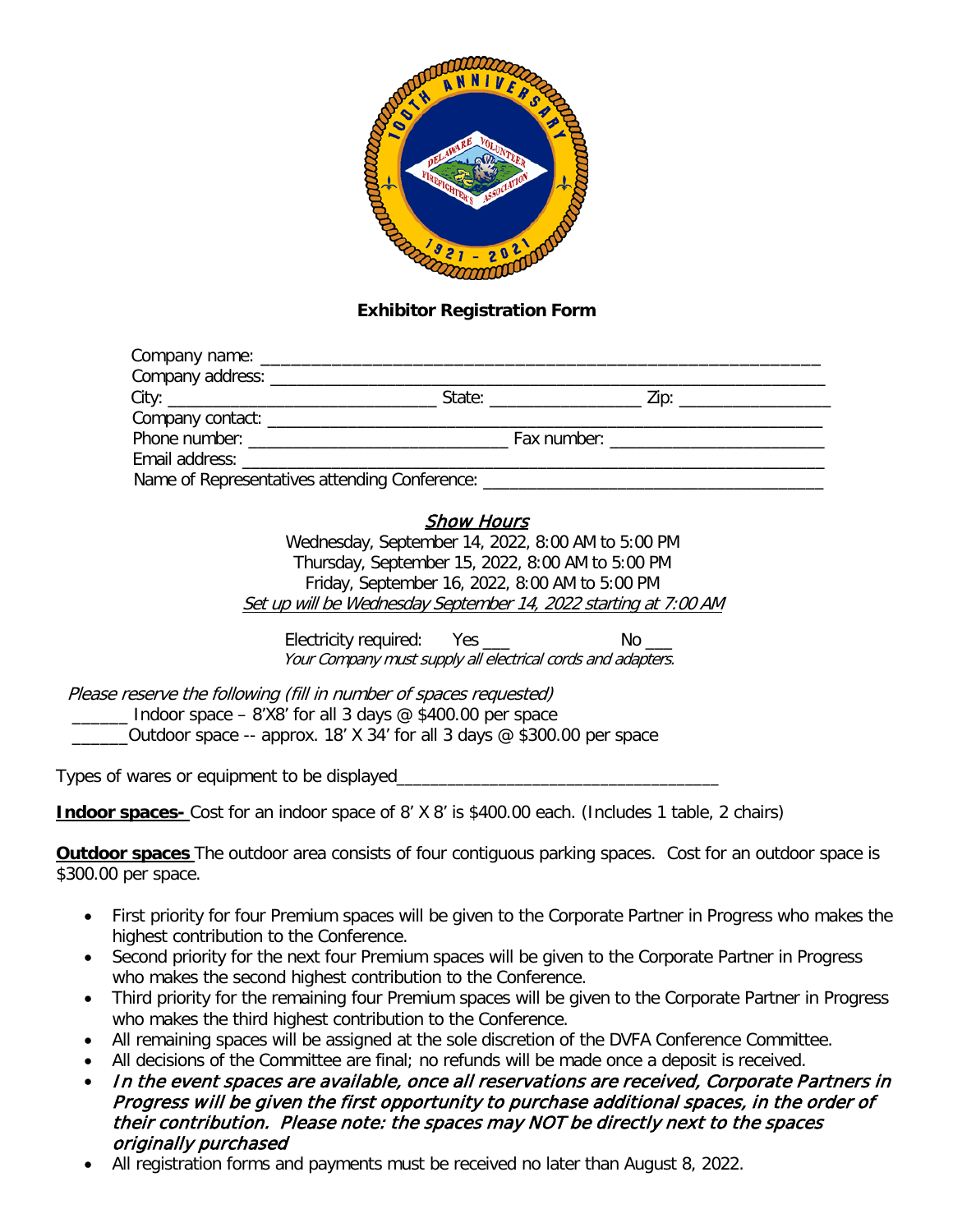## Exhibitor Registration Form

Company name: ____________________________________________________________

Company address: __________________________________________________________

City: ______________________________ State: _________________ Zip: _________________

Company contact: __________________________________________________________

Phone number: _____________________________ Fax number: ________________________

Email address: _____________________________________________________________

Name of Representatives attending Conference: ______________________________________

### *Show Hours*

Wednesday, September 14, 2022, 8:00 AM to 5:00 PM
Thursday, September 15, 2022, 8:00 AM to 5:00 PM
Friday, September 16, 2022, 8:00 AM to 5:00 PM
*Set up will be Wednesday September 14, 2022 starting at 7:00 AM*

Electricity required: Yes ___ No ___
*Your Company must supply all electrical cords and adapters.*

*Please reserve the following (fill in number of spaces requested)*

______ Indoor space – 8'X8' for all 3 days @ $400.00 per space
______Outdoor space -- approx. 18' X 34' for all 3 days @ $300.00 per space

Types of wares or equipment to be displayed___________________________________

**Indoor spaces-** Cost for an indoor space of 8' X 8' is $400.00 each. (Includes 1 table, 2 chairs)

**Outdoor spaces** The outdoor area consists of four contiguous parking spaces. Cost for an outdoor space is $300.00 per space.

- First priority for four Premium spaces will be given to the Corporate Partner in Progress who makes the highest contribution to the Conference.
- Second priority for the next four Premium spaces will be given to the Corporate Partner in Progress who makes the second highest contribution to the Conference.
- Third priority for the remaining four Premium spaces will be given to the Corporate Partner in Progress who makes the third highest contribution to the Conference.
- All remaining spaces will be assigned at the sole discretion of the DVFA Conference Committee.
- All decisions of the Committee are final; no refunds will be made once a deposit is received.
- *In the event spaces are available, once all reservations are received, Corporate Partners in Progress will be given the first opportunity to purchase additional spaces, in the order of their contribution. Please note: the spaces may NOT be directly next to the spaces originally purchased*
- All registration forms and payments must be received no later than August 8, 2022.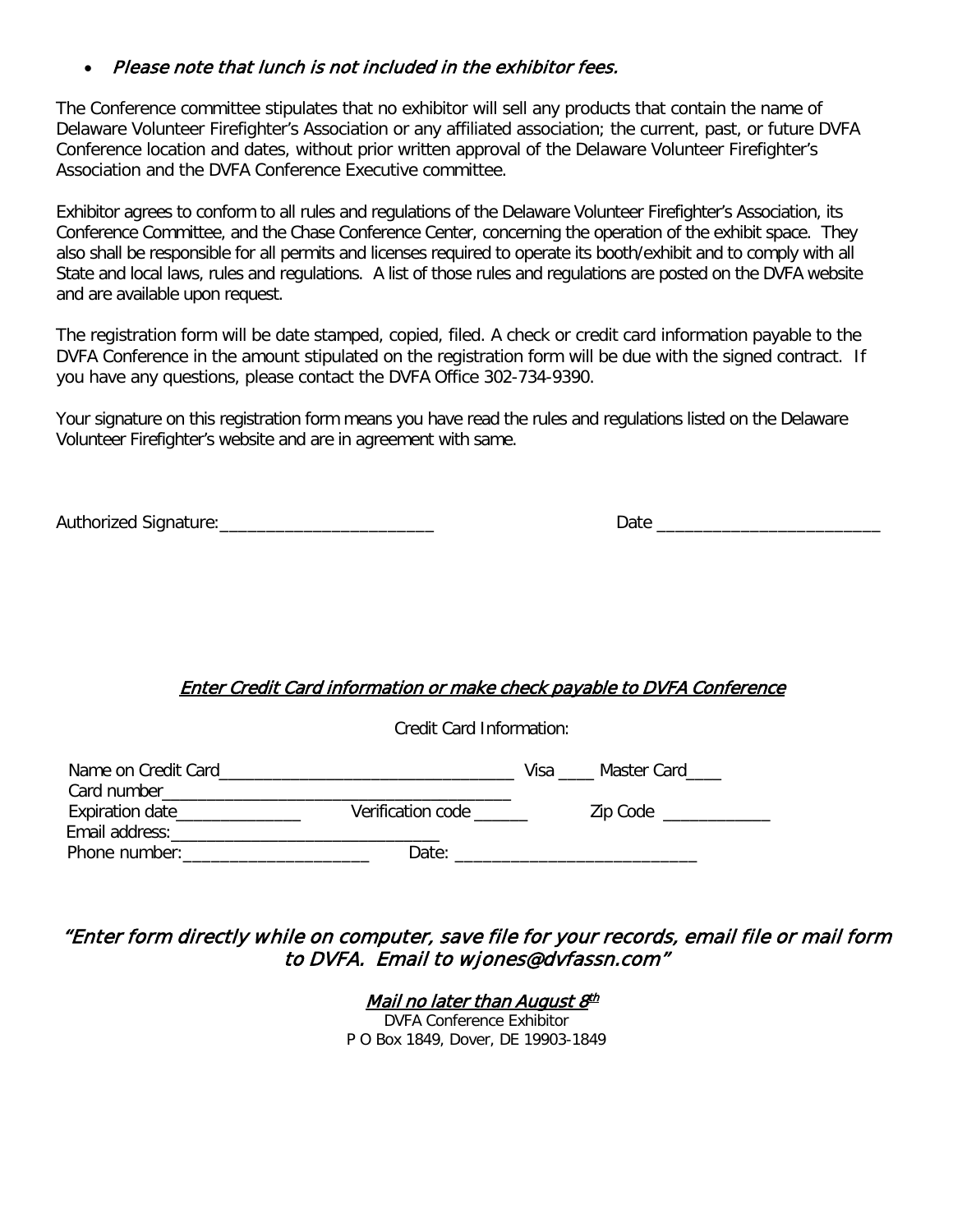- *Please note that lunch is not included in the exhibitor fees.*

The Conference committee stipulates that no exhibitor will sell any products that contain the name of Delaware Volunteer Firefighter's Association or any affiliated association; the current, past, or future DVFA Conference location and dates, without prior written approval of the Delaware Volunteer Firefighter's Association and the DVFA Conference Executive committee.

Exhibitor agrees to conform to all rules and regulations of the Delaware Volunteer Firefighter's Association, its Conference Committee, and the Chase Conference Center, concerning the operation of the exhibit space. They also shall be responsible for all permits and licenses required to operate its booth/exhibit and to comply with all State and local laws, rules and regulations. A list of those rules and regulations are posted on the DVFA website and are available upon request.

The registration form will be date stamped, copied, filed. A check or credit card information payable to the DVFA Conference in the amount stipulated on the registration form will be due with the signed contract. If you have any questions, please contact the DVFA Office 302-734-9390.

Your signature on this registration form means you have read the rules and regulations listed on the Delaware Volunteer Firefighter's website and are in agreement with same.

Authorized Signature:_______________________ Date ________________________

***Enter Credit Card information or make check payable to DVFA Conference***

Credit Card Information:

Name on Credit Card_________________________________ Visa ____ Master Card____

Card number______________________________________

Expiration date______________ Verification code ______ Zip Code ____________

Email address:_____________________________

Phone number:____________________ Date: __________________________

*"Enter form directly while on computer, save file for your records, email file or mail form to DVFA. Email to wjones@dvfassn.com"*

***Mail no later than August 8th***

DVFA Conference Exhibitor

P O Box 1849, Dover, DE 19903-1849